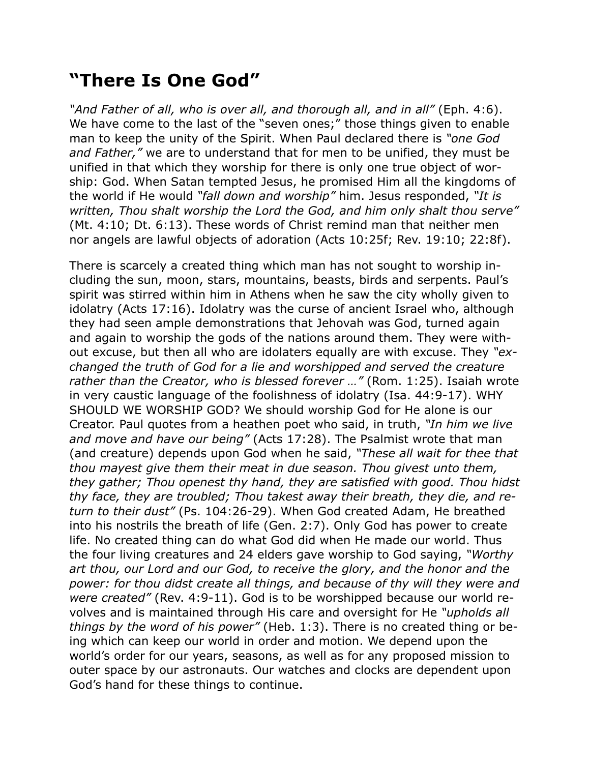# "There Is One God"

*"And Father of all, who is over all, and thorough all, and in all"* (Eph. 4:6). We have come to the last of the "seven ones;" those things given to enable man to keep the unity of the Spirit. When Paul declared there is *"one God and Father,"* we are to understand that for men to be unified, they must be unified in that which they worship for there is only one true object of worship: God. When Satan tempted Jesus, he promised Him all the kingdoms of the world if He would *"fall down and worship"* him. Jesus responded, *"It is written, Thou shalt worship the Lord the God, and him only shalt thou serve"* (Mt. 4:10; Dt. 6:13). These words of Christ remind man that neither men nor angels are lawful objects of adoration (Acts 10:25f; Rev. 19:10; 22:8f).

There is scarcely a created thing which man has not sought to worship including the sun, moon, stars, mountains, beasts, birds and serpents. Paul's spirit was stirred within him in Athens when he saw the city wholly given to idolatry (Acts 17:16). Idolatry was the curse of ancient Israel who, although they had seen ample demonstrations that Jehovah was God, turned again and again to worship the gods of the nations around them. They were without excuse, but then all who are idolaters equally are with excuse. They *"exchanged the truth of God for a lie and worshipped and served the creature rather than the Creator, who is blessed forever …"* (Rom. 1:25). Isaiah wrote in very caustic language of the foolishness of idolatry (Isa. 44:9-17). WHY SHOULD WE WORSHIP GOD? We should worship God for He alone is our Creator. Paul quotes from a heathen poet who said, in truth, *"In him we live and move and have our being"* (Acts 17:28). The Psalmist wrote that man (and creature) depends upon God when he said, *"These all wait for thee that thou mayest give them their meat in due season. Thou givest unto them, they gather; Thou openest thy hand, they are satisfied with good. Thou hidst thy face, they are troubled; Thou takest away their breath, they die, and return to their dust"* (Ps. 104:26-29). When God created Adam, He breathed into his nostrils the breath of life (Gen. 2:7). Only God has power to create life. No created thing can do what God did when He made our world. Thus the four living creatures and 24 elders gave worship to God saying, *"Worthy art thou, our Lord and our God, to receive the glory, and the honor and the power: for thou didst create all things, and because of thy will they were and were created"* (Rev. 4:9-11). God is to be worshipped because our world revolves and is maintained through His care and oversight for He *"upholds all things by the word of his power"* (Heb. 1:3). There is no created thing or being which can keep our world in order and motion. We depend upon the world's order for our years, seasons, as well as for any proposed mission to outer space by our astronauts. Our watches and clocks are dependent upon God's hand for these things to continue.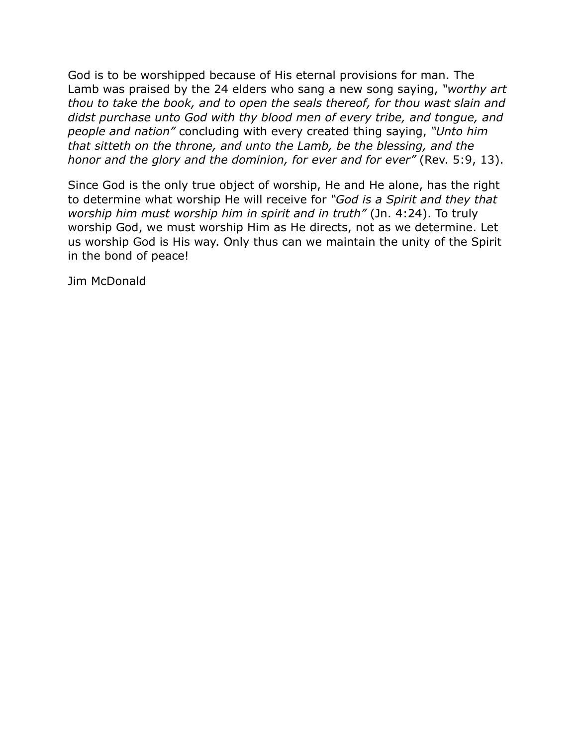God is to be worshipped because of His eternal provisions for man. The Lamb was praised by the 24 elders who sang a new song saying, *"worthy art thou to take the book, and to open the seals thereof, for thou wast slain and didst purchase unto God with thy blood men of every tribe, and tongue, and people and nation"* concluding with every created thing saying, *"Unto him that sitteth on the throne, and unto the Lamb, be the blessing, and the honor and the glory and the dominion, for ever and for ever"* (Rev. 5:9, 13).

Since God is the only true object of worship, He and He alone, has the right to determine what worship He will receive for *"God is a Spirit and they that worship him must worship him in spirit and in truth"* (Jn. 4:24). To truly worship God, we must worship Him as He directs, not as we determine. Let us worship God is His way. Only thus can we maintain the unity of the Spirit in the bond of peace!

Jim McDonald